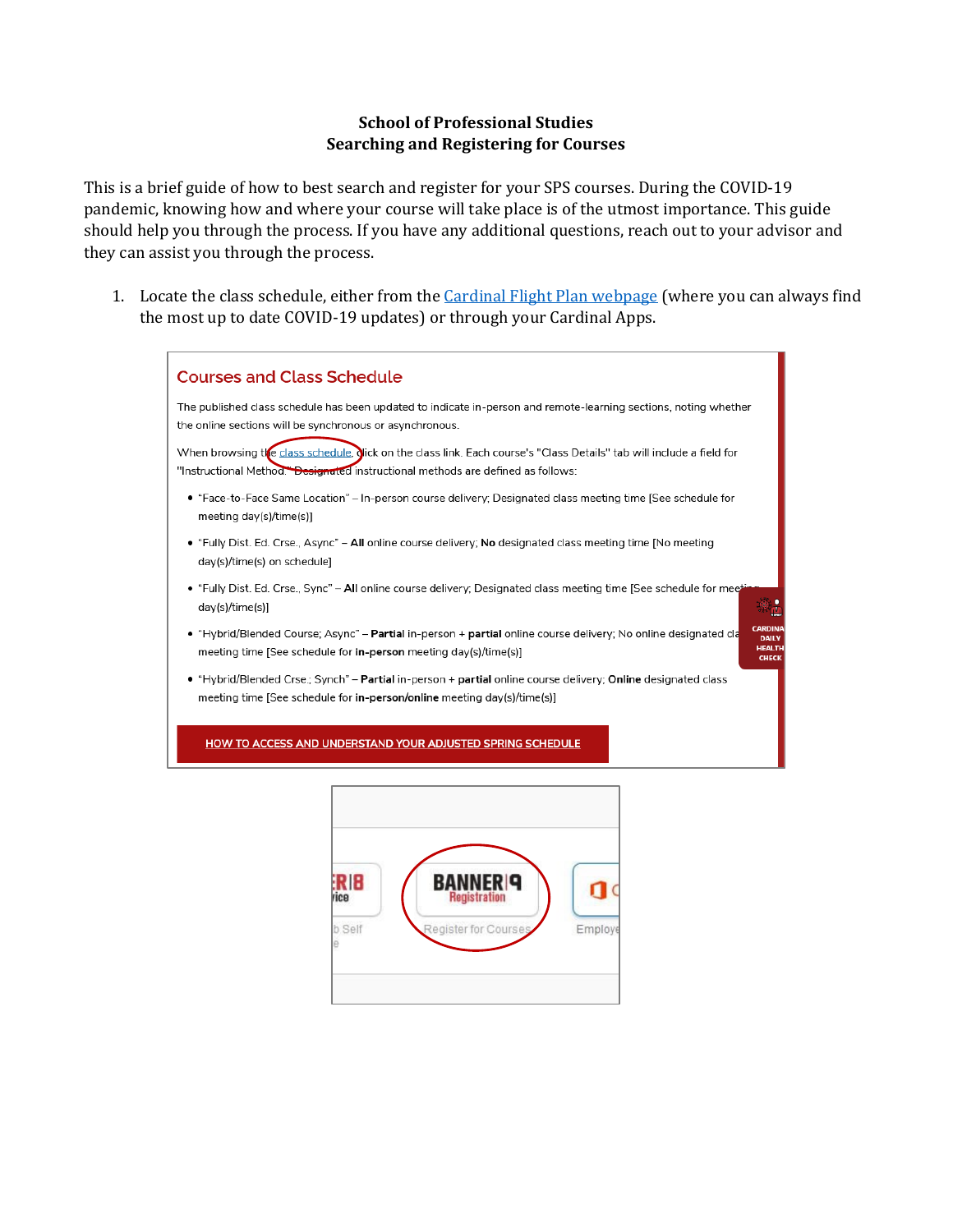**School of Professional Studies**
**Searching and Registering for Courses**

This is a brief guide of how to best search and register for your SPS courses. During the COVID-19 pandemic, knowing how and where your course will take place is of the utmost importance. This guide should help you through the process. If you have any additional questions, reach out to your advisor and they can assist you through the process.

1. Locate the class schedule, either from the Cardinal Flight Plan webpage (where you can always find the most up to date COVID-19 updates) or through your Cardinal Apps.

## Courses and Class Schedule

The published class schedule has been updated to indicate in-person and remote-learning sections, noting whether the online sections will be synchronous or asynchronous.

When browsing the class schedule, click on the class link. Each course's "Class Details" tab will include a field for "Instructional Method." Designated instructional methods are defined as follows:

- "Face-to-Face Same Location" – In-person course delivery; Designated class meeting time [See schedule for meeting day(s)/time(s)]
- "Fully Dist. Ed. Crse., Async" – **All** online course delivery; **No** designated class meeting time [No meeting day(s)/time(s) on schedule]
- "Fully Dist. Ed. Crse., Sync" – **All** online course delivery; Designated class meeting time [See schedule for meeting day(s)/time(s)]
- "Hybrid/Blended Course; Async" – **Partial** in-person + **partial** online course delivery; No online designated class meeting time [See schedule for **in-person** meeting day(s)/time(s)]
- "Hybrid/Blended Crse.; Synch" – **Partial** in-person + **partial** online course delivery; **Online** designated class meeting time [See schedule for **in-person/online** meeting day(s)/time(s)]

HOW TO ACCESS AND UNDERSTAND YOUR ADJUSTED SPRING SCHEDULE

BANNER 9 Registration

Register for Courses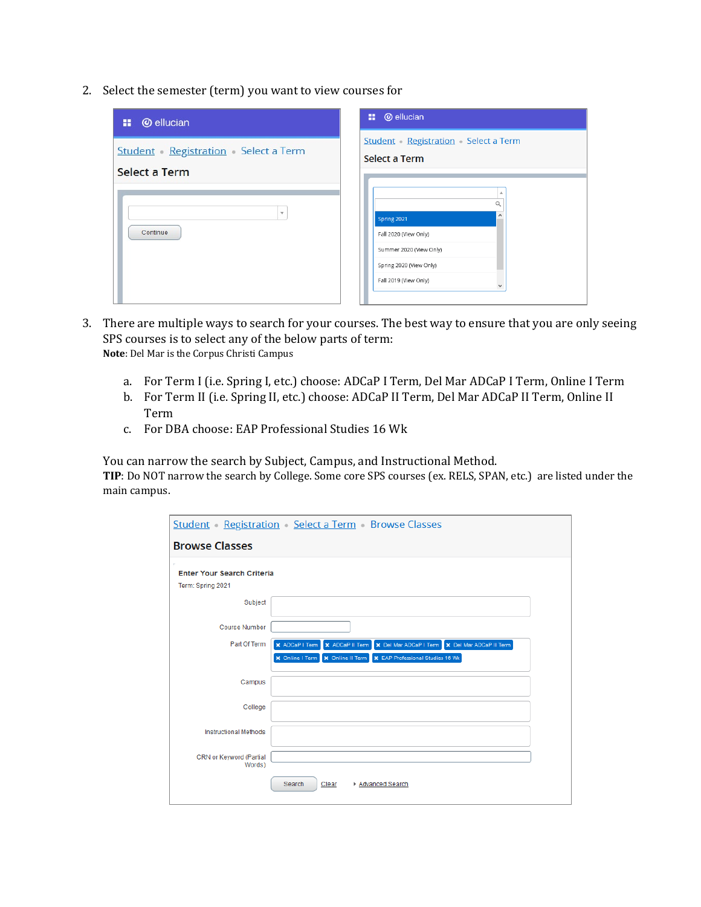2. Select the semester (term) you want to view courses for

3. There are multiple ways to search for your courses. The best way to ensure that you are only seeing SPS courses is to select any of the below parts of term:
   **Note**: Del Mar is the Corpus Christi Campus

   a. For Term I (i.e. Spring I, etc.) choose: ADCaP I Term, Del Mar ADCaP I Term, Online I Term
   b. For Term II (i.e. Spring II, etc.) choose: ADCaP II Term, Del Mar ADCaP II Term, Online II Term
   c. For DBA choose: EAP Professional Studies 16 Wk

   You can narrow the search by Subject, Campus, and Instructional Method.
   **TIP**: Do NOT narrow the search by College. Some core SPS courses (ex. RELS, SPAN, etc.) are listed under the main campus.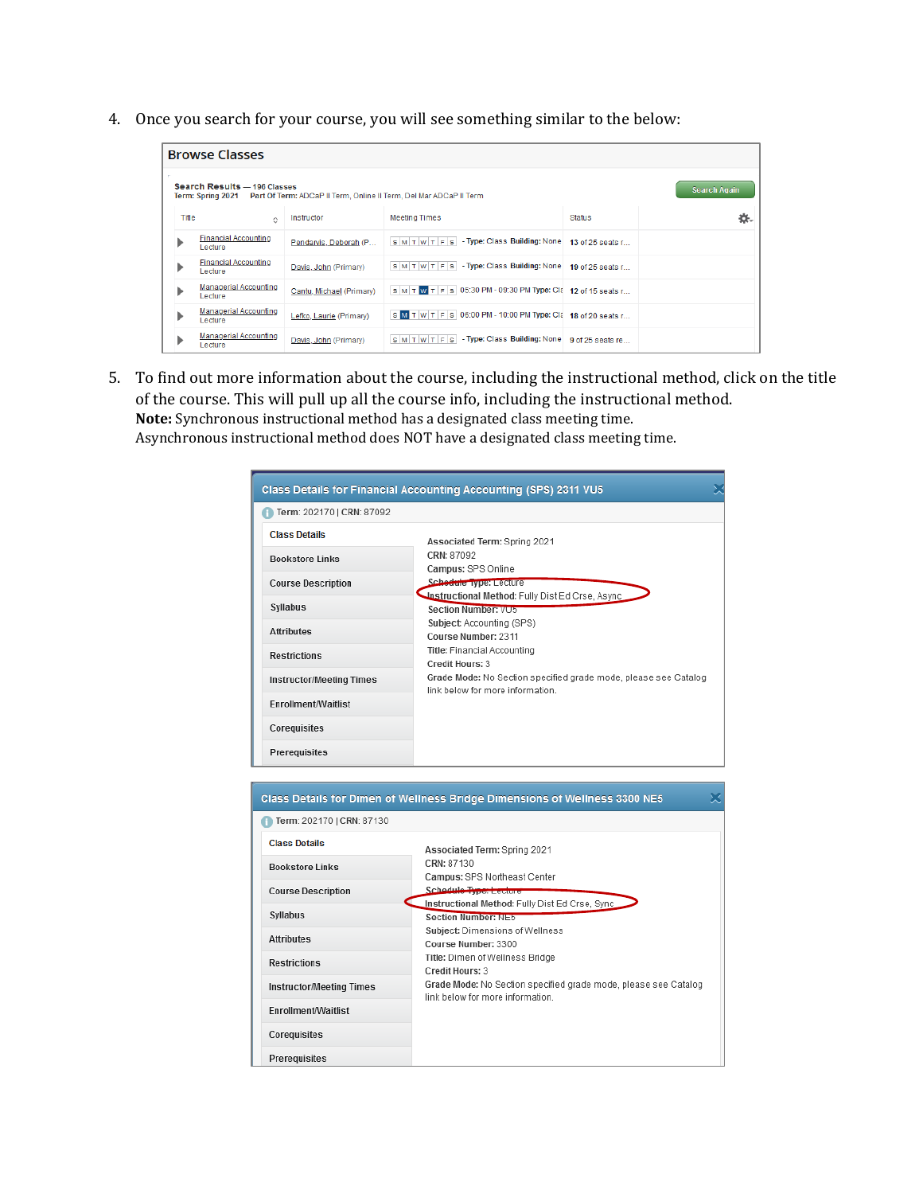4. Once you search for your course, you will see something similar to the below:

**Browse Classes**

**Search Results** — 196 Classes
Term: Spring 2021   Part Of Term: ADCaP II Term, Online II Term, Del Mar ADCaP II Term

Search Again

| Title | Instructor | Meeting Times | Status |
|---|---|---|---|
| Financial Accounting Lecture | Pandarvis, Deborah (P... | S M T W T F S - Type: Class Building: None | 13 of 25 seats r... |
| Financial Accounting Lecture | Davis, John (Primary) | S M T W T F S - Type: Class Building: None | 19 of 25 seats r... |
| Managerial Accounting Lecture | Cantu, Michael (Primary) | S M T W T F S 05:30 PM - 09:30 PM Type: Cla | 12 of 15 seats r... |
| Managerial Accounting Lecture | Lefko, Laurie (Primary) | S M T W T F S 06:00 PM - 10:00 PM Type: Cla | 18 of 20 seats r... |
| Managerial Accounting Lecture | Davis, John (Primary) | S M T W T F S - Type: Class Building: None | 9 of 25 seats re... |

5. To find out more information about the course, including the instructional method, click on the title of the course. This will pull up all the course info, including the instructional method.
**Note:** Synchronous instructional method has a designated class meeting time.
Asynchronous instructional method does NOT have a designated class meeting time.

**Class Details for Financial Accounting Accounting (SPS) 2311 VU5**

Term: 202170 | CRN: 87092

- Class Details
- Bookstore Links
- Course Description
- Syllabus
- Attributes
- Restrictions
- Instructor/Meeting Times
- Enrollment/Waitlist
- Corequisites
- Prerequisites

**Associated Term:** Spring 2021
**CRN:** 87092
**Campus:** SPS Online
**Schedule Type:** Lecture
**Instructional Method:** Fully Dist Ed Crse, Async
**Section Number:** VU5
**Subject:** Accounting (SPS)
**Course Number:** 2311
**Title:** Financial Accounting
**Credit Hours:** 3
**Grade Mode:** No Section specified grade mode, please see Catalog link below for more information.

**Class Details for Dimen of Wellness Bridge Dimensions of Wellness 3300 NE5**

Term: 202170 | CRN: 87130

- Class Details
- Bookstore Links
- Course Description
- Syllabus
- Attributes
- Restrictions
- Instructor/Meeting Times
- Enrollment/Waitlist
- Corequisites
- Prerequisites

**Associated Term:** Spring 2021
**CRN:** 87130
**Campus:** SPS Northeast Center
**Schedule Type:** Lecture
**Instructional Method:** Fully Dist Ed Crse, Sync
**Section Number:** NE5
**Subject:** Dimensions of Wellness
**Course Number:** 3300
**Title:** Dimen of Wellness Bridge
**Credit Hours:** 3
**Grade Mode:** No Section specified grade mode, please see Catalog link below for more information.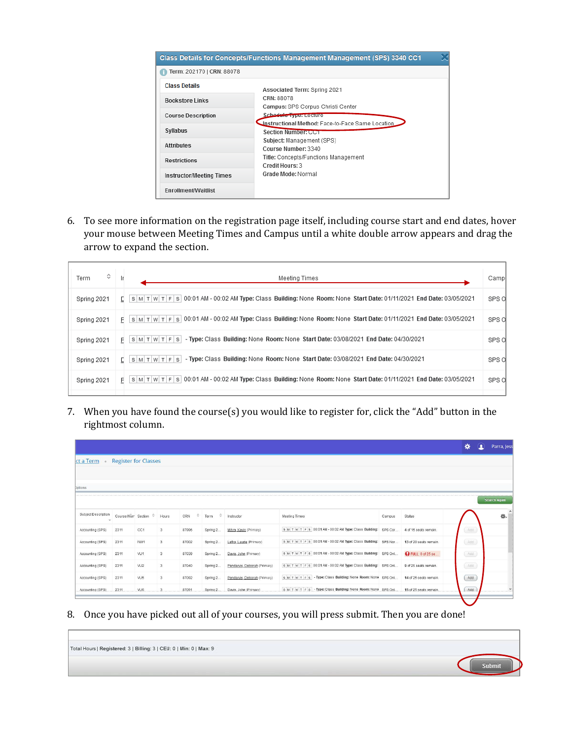6. To see more information on the registration page itself, including course start and end dates, hover your mouse between Meeting Times and Campus until a white double arrow appears and drag the arrow to expand the section.

7. When you have found the course(s) you would like to register for, click the “Add” button in the rightmost column.

8. Once you have picked out all of your courses, you will press submit. Then you are done!